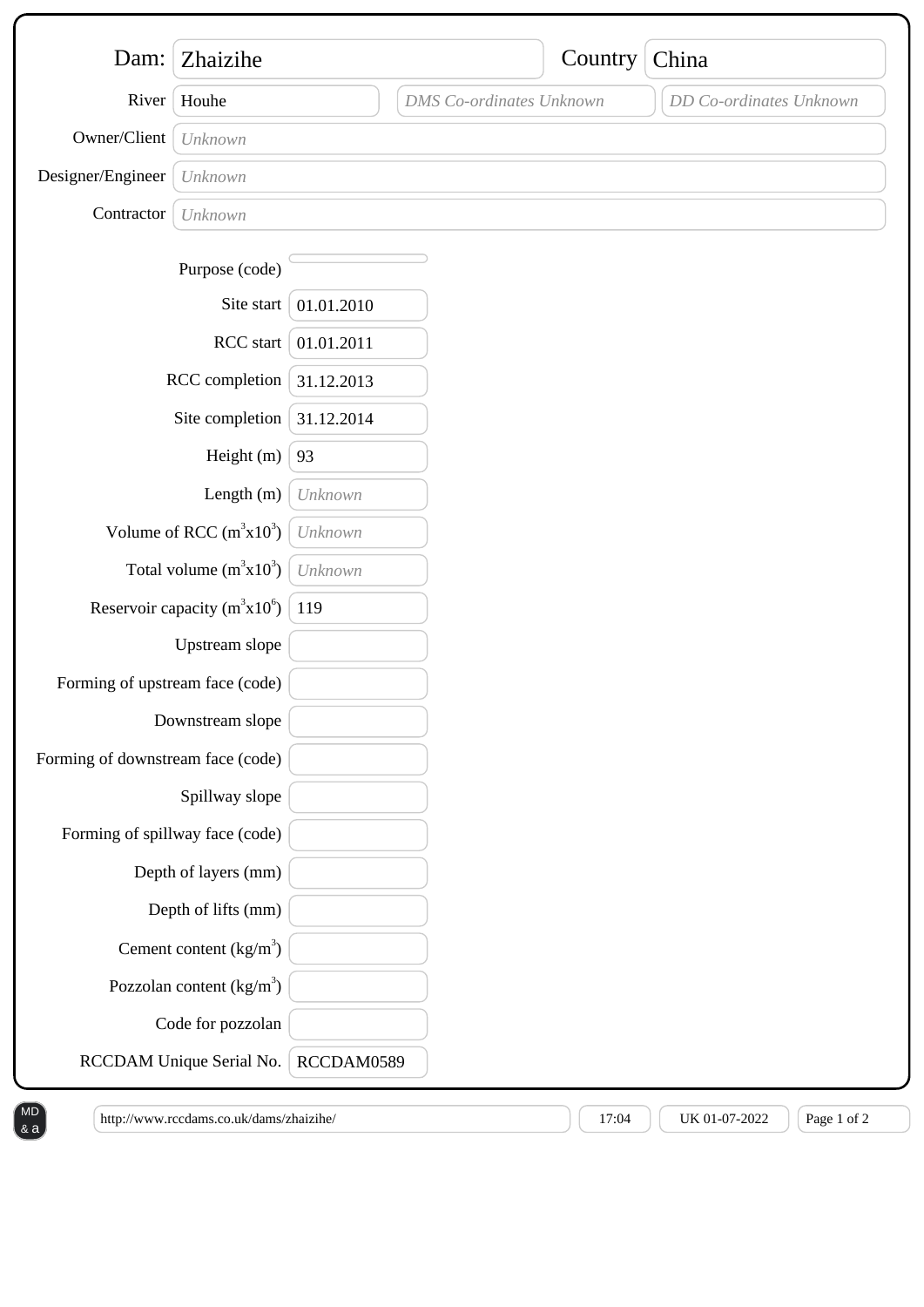| Field | Value |
| --- | --- |
| Dam: | Zhaizihe |
| Country | China |
| River | Houhe |
| Co-ordinates | *DMS Co-ordinates Unknown* |
| | *DD Co-ordinates Unknown* |
| Owner/Client | *Unknown* |
| Designer/Engineer | *Unknown* |
| Contractor | *Unknown* |

| Field | Value |
| --- | --- |
| Purpose (code) | |
| Site start | 01.01.2010 |
| RCC start | 01.01.2011 |
| RCC completion | 31.12.2013 |
| Site completion | 31.12.2014 |
| Height (m) | 93 |
| Length (m) | *Unknown* |
| Volume of RCC ($m^3x10^3$) | *Unknown* |
| Total volume ($m^3x10^3$) | *Unknown* |
| Reservoir capacity ($m^3x10^6$) | 119 |
| Upstream slope | |
| Forming of upstream face (code) | |
| Downstream slope | |
| Forming of downstream face (code) | |
| Spillway slope | |
| Forming of spillway face (code) | |
| Depth of layers (mm) | |
| Depth of lifts (mm) | |
| Cement content ($kg/m^3$) | |
| Pozzolan content ($kg/m^3$) | |
| Code for pozzolan | |
| RCCDAM Unique Serial No. | RCCDAM0589 |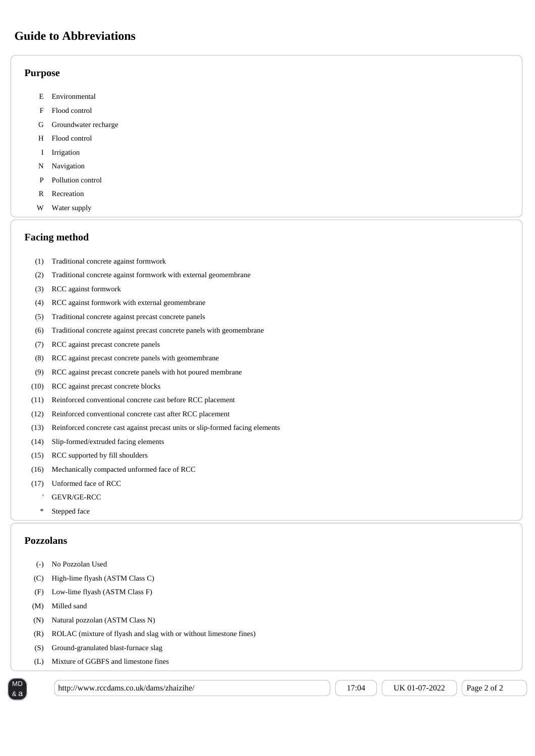# Guide to Abbreviations

## Purpose

| | |
|---|---|
| E | Environmental |
| F | Flood control |
| G | Groundwater recharge |
| H | Flood control |
| I | Irrigation |
| N | Navigation |
| P | Pollution control |
| R | Recreation |
| W | Water supply |

## Facing method

| | |
|---|---|
| (1) | Traditional concrete against formwork |
| (2) | Traditional concrete against formwork with external geomembrane |
| (3) | RCC against formwork |
| (4) | RCC against formwork with external geomembrane |
| (5) | Traditional concrete against precast concrete panels |
| (6) | Traditional concrete against precast concrete panels with geomembrane |
| (7) | RCC against precast concrete panels |
| (8) | RCC against precast concrete panels with geomembrane |
| (9) | RCC against precast concrete panels with hot poured membrane |
| (10) | RCC against precast concrete blocks |
| (11) | Reinforced conventional concrete cast before RCC placement |
| (12) | Reinforced conventional concrete cast after RCC placement |
| (13) | Reinforced concrete cast against precast units or slip-formed facing elements |
| (14) | Slip-formed/extruded facing elements |
| (15) | RCC supported by fill shoulders |
| (16) | Mechanically compacted unformed face of RCC |
| (17) | Unformed face of RCC |
| ' | GEVR/GE-RCC |
| * | Stepped face |

## Pozzolans

| | |
|---|---|
| (-) | No Pozzolan Used |
| (C) | High-lime flyash (ASTM Class C) |
| (F) | Low-lime flyash (ASTM Class F) |
| (M) | Milled sand |
| (N) | Natural pozzolan (ASTM Class N) |
| (R) | ROLAC (mixture of flyash and slag with or without limestone fines) |
| (S) | Ground-granulated blast-furnace slag |
| (L) | Mixture of GGBFS and limestone fines |